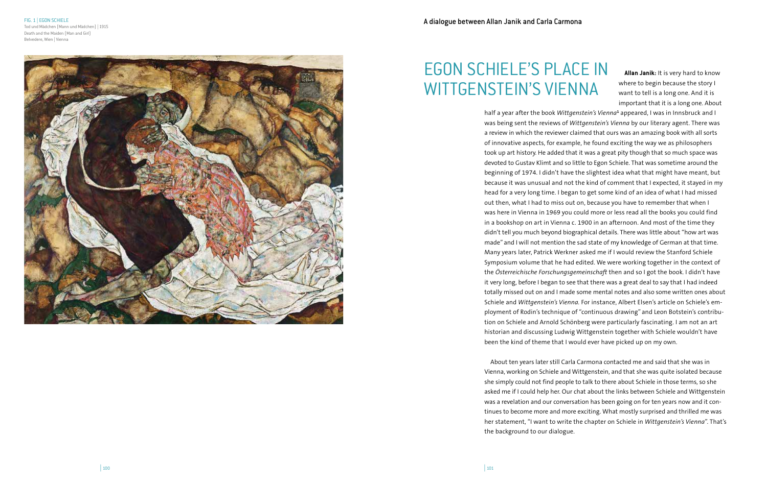FIG. 1 | EGON SCHIELE
Tod und Mädchen (Mann und Mädchen) | 1915
Death and the Maiden (Man and Girl)
Belvedere, Wien | Vienna

A dialogue between Allan Janik and Carla Carmona

# EGON SCHIELE'S PLACE IN WITTGENSTEIN'S VIENNA

**Allan Janik:** It is very hard to know where to begin because the story I want to tell is a long one. And it is important that it is a long one. About half a year after the book *Wittgenstein's Vienna*[1] appeared, I was in Innsbruck and I was being sent the reviews of *Wittgenstein's Vienna* by our literary agent. There was a review in which the reviewer claimed that ours was an amazing book with all sorts of innovative aspects, for example, he found exciting the way we as philosophers took up art history. He added that it was a great pity though that so much space was devoted to Gustav Klimt and so little to Egon Schiele. That was sometime around the beginning of 1974. I didn't have the slightest idea what that might have meant, but because it was unusual and not the kind of comment that I expected, it stayed in my head for a very long time. I began to get some kind of an idea of what I had missed out then, what I had to miss out on, because you have to remember that when I was here in Vienna in 1969 you could more or less read all the books you could find in a bookshop on art in Vienna c. 1900 in an afternoon. And most of the time they didn't tell you much beyond biographical details. There was little about "how art was made" and I will not mention the sad state of my knowledge of German at that time. Many years later, Patrick Werkner asked me if I would review the Stanford Schiele Symposium volume that he had edited. We were working together in the context of the *Österreichische Forschungsgemeinschaft* then and so I got the book. I didn't have it very long, before I began to see that there was a great deal to say that I had indeed totally missed out on and I made some mental notes and also some written ones about Schiele and *Wittgenstein's Vienna.* For instance, Albert Elsen's article on Schiele's employment of Rodin's technique of "continuous drawing" and Leon Botstein's contribution on Schiele and Arnold Schönberg were particularly fascinating. I am not an art historian and discussing Ludwig Wittgenstein together with Schiele wouldn't have been the kind of theme that I would ever have picked up on my own.

About ten years later still Carla Carmona contacted me and said that she was in Vienna, working on Schiele and Wittgenstein, and that she was quite isolated because she simply could not find people to talk to there about Schiele in those terms, so she asked me if I could help her. Our chat about the links between Schiele and Wittgenstein was a revelation and our conversation has been going on for ten years now and it continues to become more and more exciting. What mostly surprised and thrilled me was her statement, "I want to write the chapter on Schiele in *Wittgenstein's Vienna*". That's the background to our dialogue.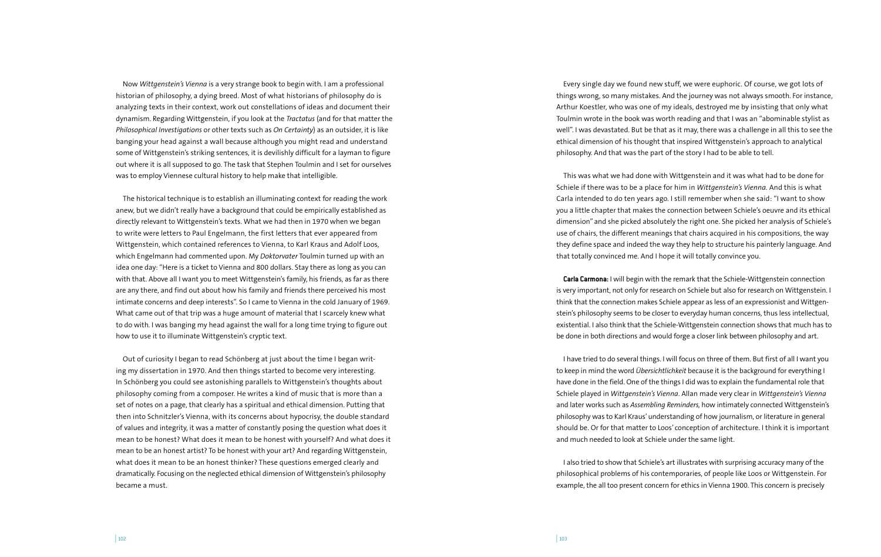Now *Wittgenstein's Vienna* is a very strange book to begin with. I am a professional historian of philosophy, a dying breed. Most of what historians of philosophy do is analyzing texts in their context, work out constellations of ideas and document their dynamism. Regarding Wittgenstein, if you look at the *Tractatus* (and for that matter the *Philosophical Investigations* or other texts such as *On Certainty*) as an outsider, it is like banging your head against a wall because although you might read and understand some of Wittgenstein's striking sentences, it is devilishly difficult for a layman to figure out where it is all supposed to go. The task that Stephen Toulmin and I set for ourselves was to employ Viennese cultural history to help make that intelligible.

The historical technique is to establish an illuminating context for reading the work anew, but we didn't really have a background that could be empirically established as directly relevant to Wittgenstein's texts. What we had then in 1970 when we began to write were letters to Paul Engelmann, the first letters that ever appeared from Wittgenstein, which contained references to Vienna, to Karl Kraus and Adolf Loos, which Engelmann had commented upon. My *Doktorvater* Toulmin turned up with an idea one day: "Here is a ticket to Vienna and 800 dollars. Stay there as long as you can with that. Above all I want you to meet Wittgenstein's family, his friends, as far as there are any there, and find out about how his family and friends there perceived his most intimate concerns and deep interests". So I came to Vienna in the cold January of 1969. What came out of that trip was a huge amount of material that I scarcely knew what to do with. I was banging my head against the wall for a long time trying to figure out how to use it to illuminate Wittgenstein's cryptic text.

Out of curiosity I began to read Schönberg at just about the time I began writing my dissertation in 1970. And then things started to become very interesting. In Schönberg you could see astonishing parallels to Wittgenstein's thoughts about philosophy coming from a composer. He writes a kind of music that is more than a set of notes on a page, that clearly has a spiritual and ethical dimension. Putting that then into Schnitzler's Vienna, with its concerns about hypocrisy, the double standard of values and integrity, it was a matter of constantly posing the question what does it mean to be honest? What does it mean to be honest with yourself? And what does it mean to be an honest artist? To be honest with your art? And regarding Wittgenstein, what does it mean to be an honest thinker? These questions emerged clearly and dramatically. Focusing on the neglected ethical dimension of Wittgenstein's philosophy became a must.

Every single day we found new stuff, we were euphoric. Of course, we got lots of things wrong, so many mistakes. And the journey was not always smooth. For instance, Arthur Koestler, who was one of my ideals, destroyed me by insisting that only what Toulmin wrote in the book was worth reading and that I was an "abominable stylist as well". I was devastated. But be that as it may, there was a challenge in all this to see the ethical dimension of his thought that inspired Wittgenstein's approach to analytical philosophy. And that was the part of the story I had to be able to tell.

This was what we had done with Wittgenstein and it was what had to be done for Schiele if there was to be a place for him in *Wittgenstein's Vienna.* And this is what Carla intended to do ten years ago. I still remember when she said: "I want to show you a little chapter that makes the connection between Schiele's oeuvre and its ethical dimension" and she picked absolutely the right one. She picked her analysis of Schiele's use of chairs, the different meanings that chairs acquired in his compositions, the way they define space and indeed the way they help to structure his painterly language. And that totally convinced me. And I hope it will totally convince you.

**Carla Carmona:** I will begin with the remark that the Schiele-Wittgenstein connection is very important, not only for research on Schiele but also for research on Wittgenstein. I think that the connection makes Schiele appear as less of an expressionist and Wittgenstein's philosophy seems to be closer to everyday human concerns, thus less intellectual, existential. I also think that the Schiele-Wittgenstein connection shows that much has to be done in both directions and would forge a closer link between philosophy and art.

I have tried to do several things. I will focus on three of them. But first of all I want you to keep in mind the word *Übersichtlichkeit* because it is the background for everything I have done in the field. One of the things I did was to explain the fundamental role that Schiele played in *Wittgenstein's Vienna*. Allan made very clear in *Wittgenstein's Vienna* and later works such as *Assembling Reminders*, how intimately connected Wittgenstein's philosophy was to Karl Kraus' understanding of how journalism, or literature in general should be. Or for that matter to Loos' conception of architecture. I think it is important and much needed to look at Schiele under the same light.

I also tried to show that Schiele's art illustrates with surprising accuracy many of the philosophical problems of his contemporaries, of people like Loos or Wittgenstein. For example, the all too present concern for ethics in Vienna 1900. This concern is precisely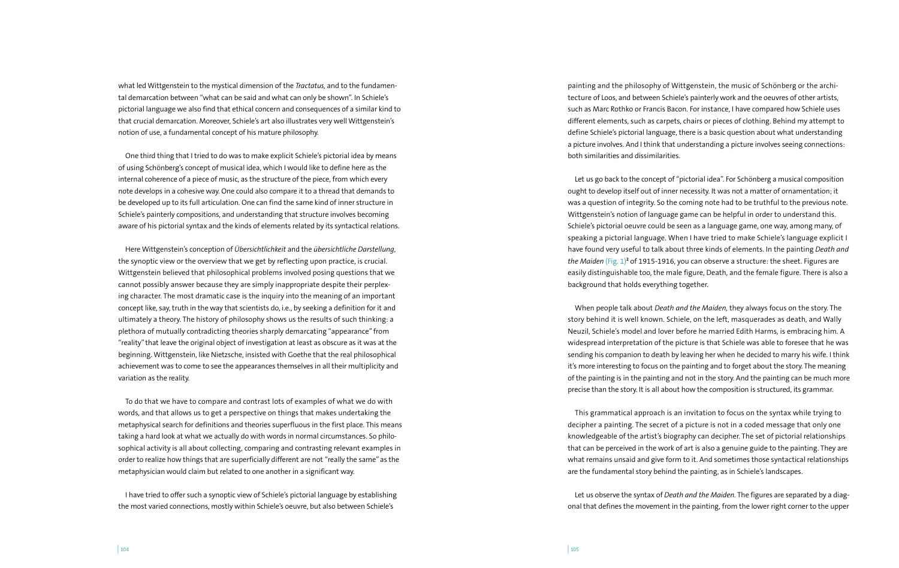what led Wittgenstein to the mystical dimension of the *Tractatus*, and to the fundamental demarcation between "what can be said and what can only be shown". In Schiele's pictorial language we also find that ethical concern and consequences of a similar kind to that crucial demarcation. Moreover, Schiele's art also illustrates very well Wittgenstein's notion of use, a fundamental concept of his mature philosophy.

One third thing that I tried to do was to make explicit Schiele's pictorial idea by means of using Schönberg's concept of musical idea, which I would like to define here as the internal coherence of a piece of music, as the structure of the piece, from which every note develops in a cohesive way. One could also compare it to a thread that demands to be developed up to its full articulation. One can find the same kind of inner structure in Schiele's painterly compositions, and understanding that structure involves becoming aware of his pictorial syntax and the kinds of elements related by its syntactical relations.

Here Wittgenstein's conception of *Übersichtlichkeit* and the *übersichtliche Darstellung*, the synoptic view or the overview that we get by reflecting upon practice, is crucial. Wittgenstein believed that philosophical problems involved posing questions that we cannot possibly answer because they are simply inappropriate despite their perplexing character. The most dramatic case is the inquiry into the meaning of an important concept like, say, truth in the way that scientists do, i.e., by seeking a definition for it and ultimately a theory. The history of philosophy shows us the results of such thinking: a plethora of mutually contradicting theories sharply demarcating "appearance" from "reality" that leave the original object of investigation at least as obscure as it was at the beginning. Wittgenstein, like Nietzsche, insisted with Goethe that the real philosophical achievement was to come to see the appearances themselves in all their multiplicity and variation as the reality.

To do that we have to compare and contrast lots of examples of what we do with words, and that allows us to get a perspective on things that makes undertaking the metaphysical search for definitions and theories superfluous in the first place. This means taking a hard look at what we actually do with words in normal circumstances. So philosophical activity is all about collecting, comparing and contrasting relevant examples in order to realize how things that are superficially different are not "really the same" as the metaphysician would claim but related to one another in a significant way.

I have tried to offer such a synoptic view of Schiele's pictorial language by establishing the most varied connections, mostly within Schiele's oeuvre, but also between Schiele's painting and the philosophy of Wittgenstein, the music of Schönberg or the architecture of Loos, and between Schiele's painterly work and the oeuvres of other artists, such as Marc Rothko or Francis Bacon. For instance, I have compared how Schiele uses different elements, such as carpets, chairs or pieces of clothing. Behind my attempt to define Schiele's pictorial language, there is a basic question about what understanding a picture involves. And I think that understanding a picture involves seeing connections: both similarities and dissimilarities.

Let us go back to the concept of "pictorial idea". For Schönberg a musical composition ought to develop itself out of inner necessity. It was not a matter of ornamentation; it was a question of integrity. So the coming note had to be truthful to the previous note. Wittgenstein's notion of language game can be helpful in order to understand this. Schiele's pictorial oeuvre could be seen as a language game, one way, among many, of speaking a pictorial language. When I have tried to make Schiele's language explicit I have found very useful to talk about three kinds of elements. In the painting *Death and the Maiden* (Fig. 1)[2] of 1915-1916, you can observe a structure: the sheet. Figures are easily distinguishable too, the male figure, Death, and the female figure. There is also a background that holds everything together.

When people talk about *Death and the Maiden*, they always focus on the story. The story behind it is well known. Schiele, on the left, masquerades as death, and Wally Neuzil, Schiele's model and lover before he married Edith Harms, is embracing him. A widespread interpretation of the picture is that Schiele was able to foresee that he was sending his companion to death by leaving her when he decided to marry his wife. I think it's more interesting to focus on the painting and to forget about the story. The meaning of the painting is in the painting and not in the story. And the painting can be much more precise than the story. It is all about how the composition is structured, its grammar.

This grammatical approach is an invitation to focus on the syntax while trying to decipher a painting. The secret of a picture is not in a coded message that only one knowledgeable of the artist's biography can decipher. The set of pictorial relationships that can be perceived in the work of art is also a genuine guide to the painting. They are what remains unsaid and give form to it. And sometimes those syntactical relationships are the fundamental story behind the painting, as in Schiele's landscapes.

Let us observe the syntax of *Death and the Maiden*. The figures are separated by a diagonal that defines the movement in the painting, from the lower right corner to the upper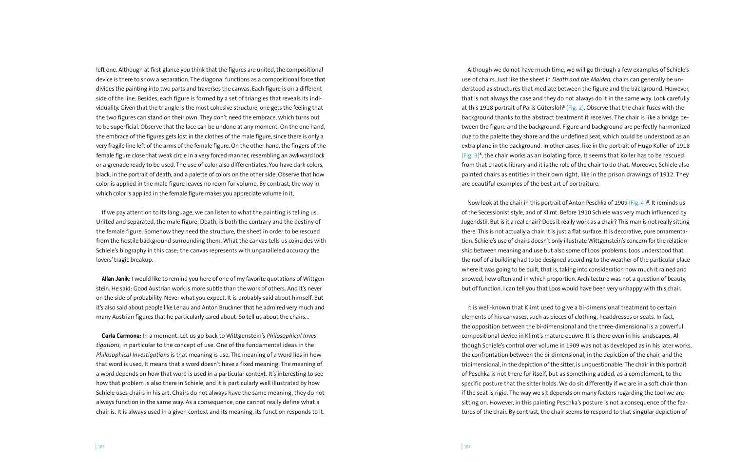left one. Although at first glance you think that the figures are united, the compositional device is there to show a separation. The diagonal functions as a compositional force that divides the painting into two parts and traverses the canvas. Each figure is on a different side of the line. Besides, each figure is formed by a set of triangles that reveals its individuality. Given that the triangle is the most cohesive structure, one gets the feeling that the two figures can stand on their own. They don't need the embrace, which turns out to be superficial. Observe that the lace can be undone at any moment. On the one hand, the embrace of the figures gets lost in the clothes of the male figure, since there is only a very fragile line left of the arms of the female figure. On the other hand, the fingers of the female figure close that weak circle in a very forced manner, resembling an awkward lock or a grenade ready to be used. The use of color also differentiates. You have dark colors, black, in the portrait of death, and a palette of colors on the other side. Observe that how color is applied in the male figure leaves no room for volume. By contrast, the way in which color is applied in the female figure makes you appreciate volume in it.

If we pay attention to its language, we can listen to what the painting is telling us. United and separated, the male figure, Death, is both the contrary and the destiny of the female figure. Somehow they need the structure, the sheet in order to be rescued from the hostile background surrounding them. What the canvas tells us coincides with Schiele's biography in this case; the canvas represents with unparalleled accuracy the lovers' tragic breakup.

**Allan Janik:** I would like to remind you here of one of my favorite quotations of Wittgenstein. He said: Good Austrian work is more subtle than the work of others. And it's never on the side of probability. Never what you expect. It is probably said about himself. But it's also said about people like Lenau and Anton Bruckner that he admired very much and many Austrian figures that he particularly cared about. So tell us about the chairs...

**Carla Carmona:** In a moment. Let us go back to Wittgenstein's *Philosophical Investigations*, in particular to the concept of use. One of the fundamental ideas in the *Philosophical Investigations* is that meaning is use. The meaning of a word lies in how that word is used. It means that a word doesn't have a fixed meaning. The meaning of a word depends on how that word is used in a particular context. It's interesting to see how that problem is also there in Schiele, and it is particularly well illustrated by how Schiele uses chairs in his art. Chairs do not always have the same meaning, they do not always function in the same way. As a consequence, one cannot really define what a chair is. It is always used in a given context and its meaning, its function responds to it.

Although we do not have much time, we will go through a few examples of Schiele's use of chairs. Just like the sheet in *Death and the Maiden*, chairs can generally be understood as structures that mediate between the figure and the background. However, that is not always the case and they do not always do it in the same way. Look carefully at this 1918 portrait of Paris Gütersloh[3] (Fig. 2). Observe that the chair fuses with the background thanks to the abstract treatment it receives. The chair is like a bridge between the figure and the background. Figure and background are perfectly harmonized due to the palette they share and the undefined seat, which could be understood as an extra plane in the background. In other cases, like in the portrait of Hugo Koller of 1918 (Fig. 3)[4], the chair works as an isolating force. It seems that Koller has to be rescued from that chaotic library and it is the role of the chair to do that. Moreover, Schiele also painted chairs as entities in their own right, like in the prison drawings of 1912. They are beautiful examples of the best art of portraiture.

Now look at the chair in this portrait of Anton Peschka of 1909 (Fig. 4)[5]. It reminds us of the Secessionist style, and of Klimt. Before 1910 Schiele was very much influenced by Jugendstil. But is it a real chair? Does it really work as a chair? This man is not really sitting there. This is not actually a chair. It is just a flat surface. It is decorative, pure ornamentation. Schiele's use of chairs doesn't only illustrate Wittgenstein's concern for the relationship between meaning and use but also some of Loos' problems. Loos understood that the roof of a building had to be designed according to the weather of the particular place where it was going to be built, that is, taking into consideration how much it rained and snowed, how often and in which proportion. Architecture was not a question of beauty, but of function. I can tell you that Loos would have been very unhappy with this chair.

It is well-known that Klimt used to give a bi-dimensional treatment to certain elements of his canvases, such as pieces of clothing, headdresses or seats. In fact, the opposition between the bi-dimensional and the three-dimensional is a powerful compositional device in Klimt's mature oeuvre. It is there even in his landscapes. Although Schiele's control over volume in 1909 was not as developed as in his later works, the confrontation between the bi-dimensional, in the depiction of the chair, and the tridimensional, in the depiction of the sitter, is unquestionable. The chair in this portrait of Peschka is not there for itself, but as something added, as a complement, to the specific posture that the sitter holds. We do sit differently if we are in a soft chair than if the seat is rigid. The way we sit depends on many factors regarding the tool we are sitting on. However, in this painting Peschka's posture is not a consequence of the features of the chair. By contrast, the chair seems to respond to that singular depiction of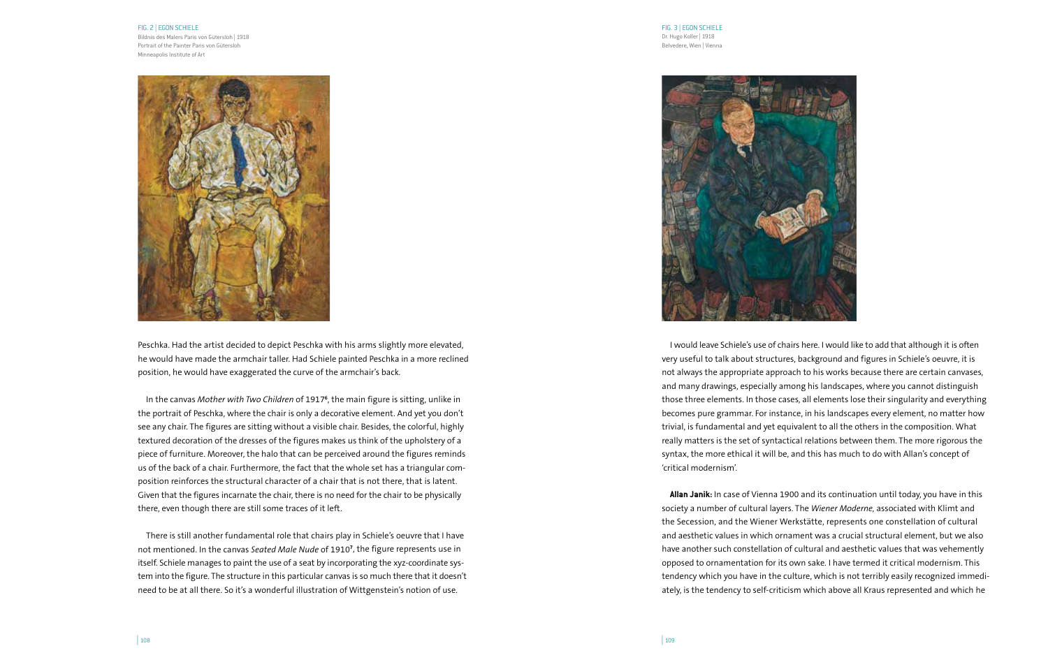FIG. 2 | EGON SCHIELE
Bildnis des Malers Paris von Gütersloh | 1918
Portrait of the Painter Paris von Gütersloh
Minneapolis Institute of Art

Peschka. Had the artist decided to depict Peschka with his arms slightly more elevated, he would have made the armchair taller. Had Schiele painted Peschka in a more reclined position, he would have exaggerated the curve of the armchair's back.

In the canvas *Mother with Two Children* of 1917[6], the main figure is sitting, unlike in the portrait of Peschka, where the chair is only a decorative element. And yet you don't see any chair. The figures are sitting without a visible chair. Besides, the colorful, highly textured decoration of the dresses of the figures makes us think of the upholstery of a piece of furniture. Moreover, the halo that can be perceived around the figures reminds us of the back of a chair. Furthermore, the fact that the whole set has a triangular composition reinforces the structural character of a chair that is not there, that is latent. Given that the figures incarnate the chair, there is no need for the chair to be physically there, even though there are still some traces of it left.

There is still another fundamental role that chairs play in Schiele's oeuvre that I have not mentioned. In the canvas *Seated Male Nude* of 1910[7], the figure represents use in itself. Schiele manages to paint the use of a seat by incorporating the xyz-coordinate system into the figure. The structure in this particular canvas is so much there that it doesn't need to be at all there. So it's a wonderful illustration of Wittgenstein's notion of use.

FIG. 3 | EGON SCHIELE
Dr. Hugo Koller | 1918
Belvedere, Wien | Vienna

I would leave Schiele's use of chairs here. I would like to add that although it is often very useful to talk about structures, background and figures in Schiele's oeuvre, it is not always the appropriate approach to his works because there are certain canvases, and many drawings, especially among his landscapes, where you cannot distinguish those three elements. In those cases, all elements lose their singularity and everything becomes pure grammar. For instance, in his landscapes every element, no matter how trivial, is fundamental and yet equivalent to all the others in the composition. What really matters is the set of syntactical relations between them. The more rigorous the syntax, the more ethical it will be, and this has much to do with Allan's concept of 'critical modernism'.

**Allan Janik:** In case of Vienna 1900 and its continuation until today, you have in this society a number of cultural layers. The *Wiener Moderne,* associated with Klimt and the Secession, and the Wiener Werkstätte, represents one constellation of cultural and aesthetic values in which ornament was a crucial structural element, but we also have another such constellation of cultural and aesthetic values that was vehemently opposed to ornamentation for its own sake. I have termed it critical modernism. This tendency which you have in the culture, which is not terribly easily recognized immediately, is the tendency to self-criticism which above all Kraus represented and which he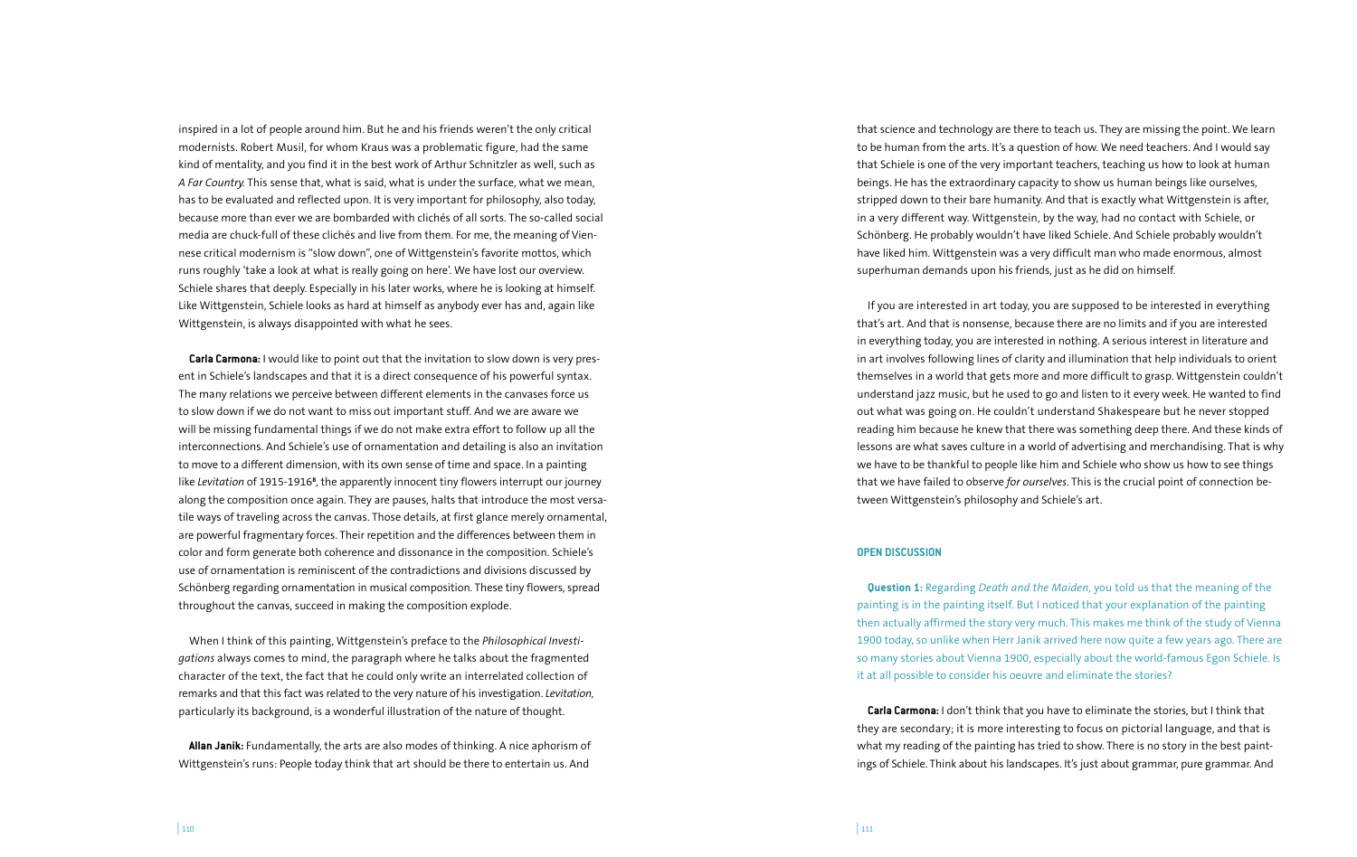inspired in a lot of people around him. But he and his friends weren't the only critical modernists. Robert Musil, for whom Kraus was a problematic figure, had the same kind of mentality, and you find it in the best work of Arthur Schnitzler as well, such as *A Far Country.* This sense that, what is said, what is under the surface, what we mean, has to be evaluated and reflected upon. It is very important for philosophy, also today, because more than ever we are bombarded with clichés of all sorts. The so-called social media are chuck-full of these clichés and live from them. For me, the meaning of Viennese critical modernism is "slow down", one of Wittgenstein's favorite mottos, which runs roughly 'take a look at what is really going on here'. We have lost our overview. Schiele shares that deeply. Especially in his later works, where he is looking at himself. Like Wittgenstein, Schiele looks as hard at himself as anybody ever has and, again like Wittgenstein, is always disappointed with what he sees.

**Carla Carmona:** I would like to point out that the invitation to slow down is very present in Schiele's landscapes and that it is a direct consequence of his powerful syntax. The many relations we perceive between different elements in the canvases force us to slow down if we do not want to miss out important stuff. And we are aware we will be missing fundamental things if we do not make extra effort to follow up all the interconnections. And Schiele's use of ornamentation and detailing is also an invitation to move to a different dimension, with its own sense of time and space. In a painting like *Levitation* of 1915-1916[8], the apparently innocent tiny flowers interrupt our journey along the composition once again. They are pauses, halts that introduce the most versatile ways of traveling across the canvas. Those details, at first glance merely ornamental, are powerful fragmentary forces. Their repetition and the differences between them in color and form generate both coherence and dissonance in the composition. Schiele's use of ornamentation is reminiscent of the contradictions and divisions discussed by Schönberg regarding ornamentation in musical composition. These tiny flowers, spread throughout the canvas, succeed in making the composition explode.

When I think of this painting, Wittgenstein's preface to the *Philosophical Investigations* always comes to mind, the paragraph where he talks about the fragmented character of the text, the fact that he could only write an interrelated collection of remarks and that this fact was related to the very nature of his investigation. *Levitation,* particularly its background, is a wonderful illustration of the nature of thought.

**Allan Janik:** Fundamentally, the arts are also modes of thinking. A nice aphorism of Wittgenstein's runs: People today think that art should be there to entertain us. And that science and technology are there to teach us. They are missing the point. We learn to be human from the arts. It's a question of how. We need teachers. And I would say that Schiele is one of the very important teachers, teaching us how to look at human beings. He has the extraordinary capacity to show us human beings like ourselves, stripped down to their bare humanity. And that is exactly what Wittgenstein is after, in a very different way. Wittgenstein, by the way, had no contact with Schiele, or Schönberg. He probably wouldn't have liked Schiele. And Schiele probably wouldn't have liked him. Wittgenstein was a very difficult man who made enormous, almost superhuman demands upon his friends, just as he did on himself.

If you are interested in art today, you are supposed to be interested in everything that's art. And that is nonsense, because there are no limits and if you are interested in everything today, you are interested in nothing. A serious interest in literature and in art involves following lines of clarity and illumination that help individuals to orient themselves in a world that gets more and more difficult to grasp. Wittgenstein couldn't understand jazz music, but he used to go and listen to it every week. He wanted to find out what was going on. He couldn't understand Shakespeare but he never stopped reading him because he knew that there was something deep there. And these kinds of lessons are what saves culture in a world of advertising and merchandising. That is why we have to be thankful to people like him and Schiele who show us how to see things that we have failed to observe *for ourselves*. This is the crucial point of connection between Wittgenstein's philosophy and Schiele's art.

## OPEN DISCUSSION

**Question 1:** Regarding *Death and the Maiden*, you told us that the meaning of the painting is in the painting itself. But I noticed that your explanation of the painting then actually affirmed the story very much. This makes me think of the study of Vienna 1900 today, so unlike when Herr Janik arrived here now quite a few years ago. There are so many stories about Vienna 1900, especially about the world-famous Egon Schiele. Is it at all possible to consider his oeuvre and eliminate the stories?

**Carla Carmona:** I don't think that you have to eliminate the stories, but I think that they are secondary; it is more interesting to focus on pictorial language, and that is what my reading of the painting has tried to show. There is no story in the best paintings of Schiele. Think about his landscapes. It's just about grammar, pure grammar. And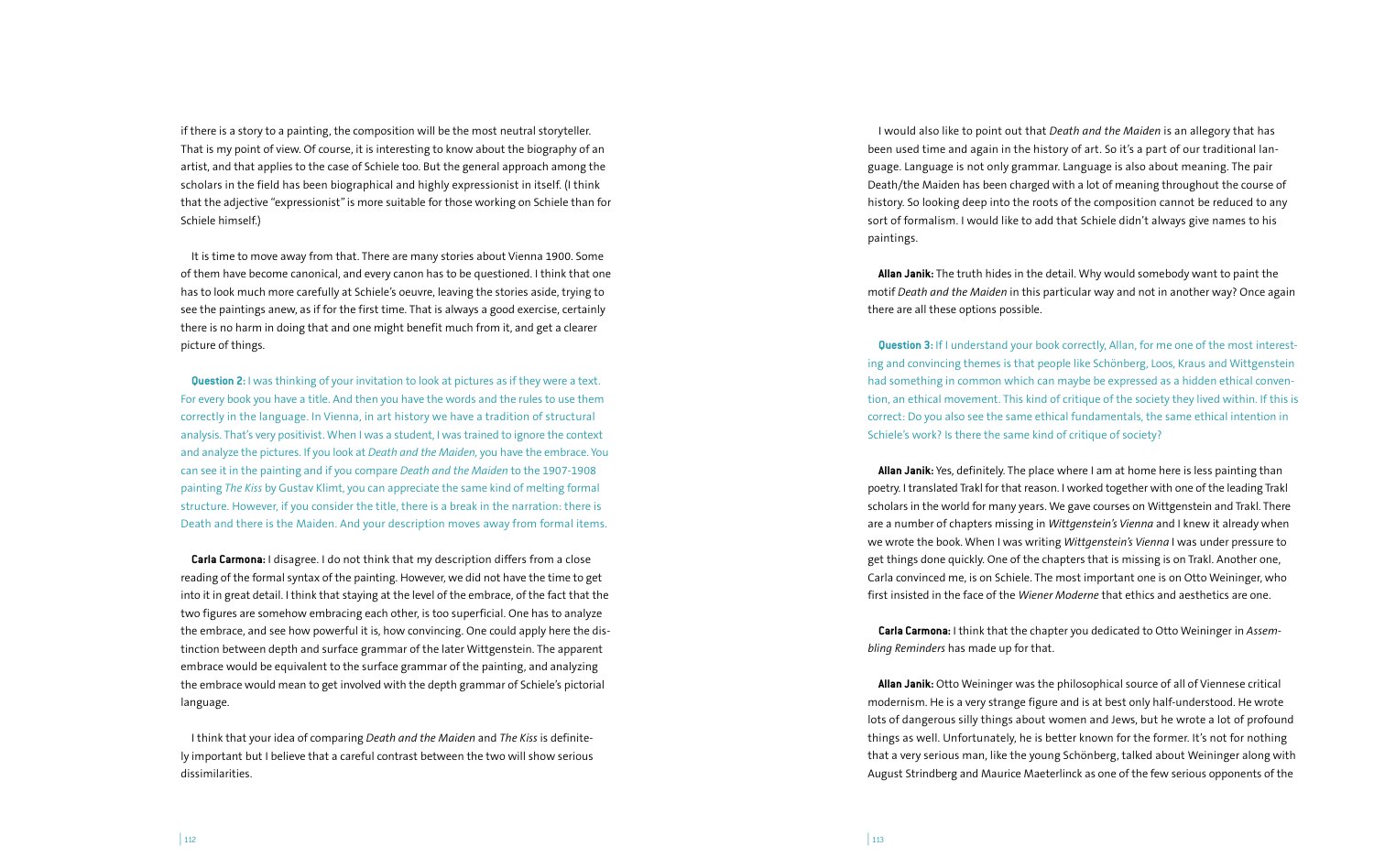if there is a story to a painting, the composition will be the most neutral storyteller. That is my point of view. Of course, it is interesting to know about the biography of an artist, and that applies to the case of Schiele too. But the general approach among the scholars in the field has been biographical and highly expressionist in itself. (I think that the adjective "expressionist" is more suitable for those working on Schiele than for Schiele himself.)

It is time to move away from that. There are many stories about Vienna 1900. Some of them have become canonical, and every canon has to be questioned. I think that one has to look much more carefully at Schiele's oeuvre, leaving the stories aside, trying to see the paintings anew, as if for the first time. That is always a good exercise, certainly there is no harm in doing that and one might benefit much from it, and get a clearer picture of things.

**Question 2:** I was thinking of your invitation to look at pictures as if they were a text. For every book you have a title. And then you have the words and the rules to use them correctly in the language. In Vienna, in art history we have a tradition of structural analysis. That's very positivist. When I was a student, I was trained to ignore the context and analyze the pictures. If you look at *Death and the Maiden*, you have the embrace. You can see it in the painting and if you compare *Death and the Maiden* to the 1907-1908 painting *The Kiss* by Gustav Klimt, you can appreciate the same kind of melting formal structure. However, if you consider the title, there is a break in the narration: there is Death and there is the Maiden. And your description moves away from formal items.

**Carla Carmona:** I disagree. I do not think that my description differs from a close reading of the formal syntax of the painting. However, we did not have the time to get into it in great detail. I think that staying at the level of the embrace, of the fact that the two figures are somehow embracing each other, is too superficial. One has to analyze the embrace, and see how powerful it is, how convincing. One could apply here the distinction between depth and surface grammar of the later Wittgenstein. The apparent embrace would be equivalent to the surface grammar of the painting, and analyzing the embrace would mean to get involved with the depth grammar of Schiele's pictorial language.

I think that your idea of comparing *Death and the Maiden* and *The Kiss* is definitely important but I believe that a careful contrast between the two will show serious dissimilarities.

I would also like to point out that *Death and the Maiden* is an allegory that has been used time and again in the history of art. So it's a part of our traditional language. Language is not only grammar. Language is also about meaning. The pair Death/the Maiden has been charged with a lot of meaning throughout the course of history. So looking deep into the roots of the composition cannot be reduced to any sort of formalism. I would like to add that Schiele didn't always give names to his paintings.

**Allan Janik:** The truth hides in the detail. Why would somebody want to paint the motif *Death and the Maiden* in this particular way and not in another way? Once again there are all these options possible.

**Question 3:** If I understand your book correctly, Allan, for me one of the most interesting and convincing themes is that people like Schönberg, Loos, Kraus and Wittgenstein had something in common which can maybe be expressed as a hidden ethical convention, an ethical movement. This kind of critique of the society they lived within. If this is correct: Do you also see the same ethical fundamentals, the same ethical intention in Schiele's work? Is there the same kind of critique of society?

**Allan Janik:** Yes, definitely. The place where I am at home here is less painting than poetry. I translated Trakl for that reason. I worked together with one of the leading Trakl scholars in the world for many years. We gave courses on Wittgenstein and Trakl. There are a number of chapters missing in *Wittgenstein's Vienna* and I knew it already when we wrote the book. When I was writing *Wittgenstein's Vienna* I was under pressure to get things done quickly. One of the chapters that is missing is on Trakl. Another one, Carla convinced me, is on Schiele. The most important one is on Otto Weininger, who first insisted in the face of the *Wiener Moderne* that ethics and aesthetics are one.

**Carla Carmona:** I think that the chapter you dedicated to Otto Weininger in *Assembling Reminders* has made up for that.

**Allan Janik:** Otto Weininger was the philosophical source of all of Viennese critical modernism. He is a very strange figure and is at best only half-understood. He wrote lots of dangerous silly things about women and Jews, but he wrote a lot of profound things as well. Unfortunately, he is better known for the former. It's not for nothing that a very serious man, like the young Schönberg, talked about Weininger along with August Strindberg and Maurice Maeterlinck as one of the few serious opponents of the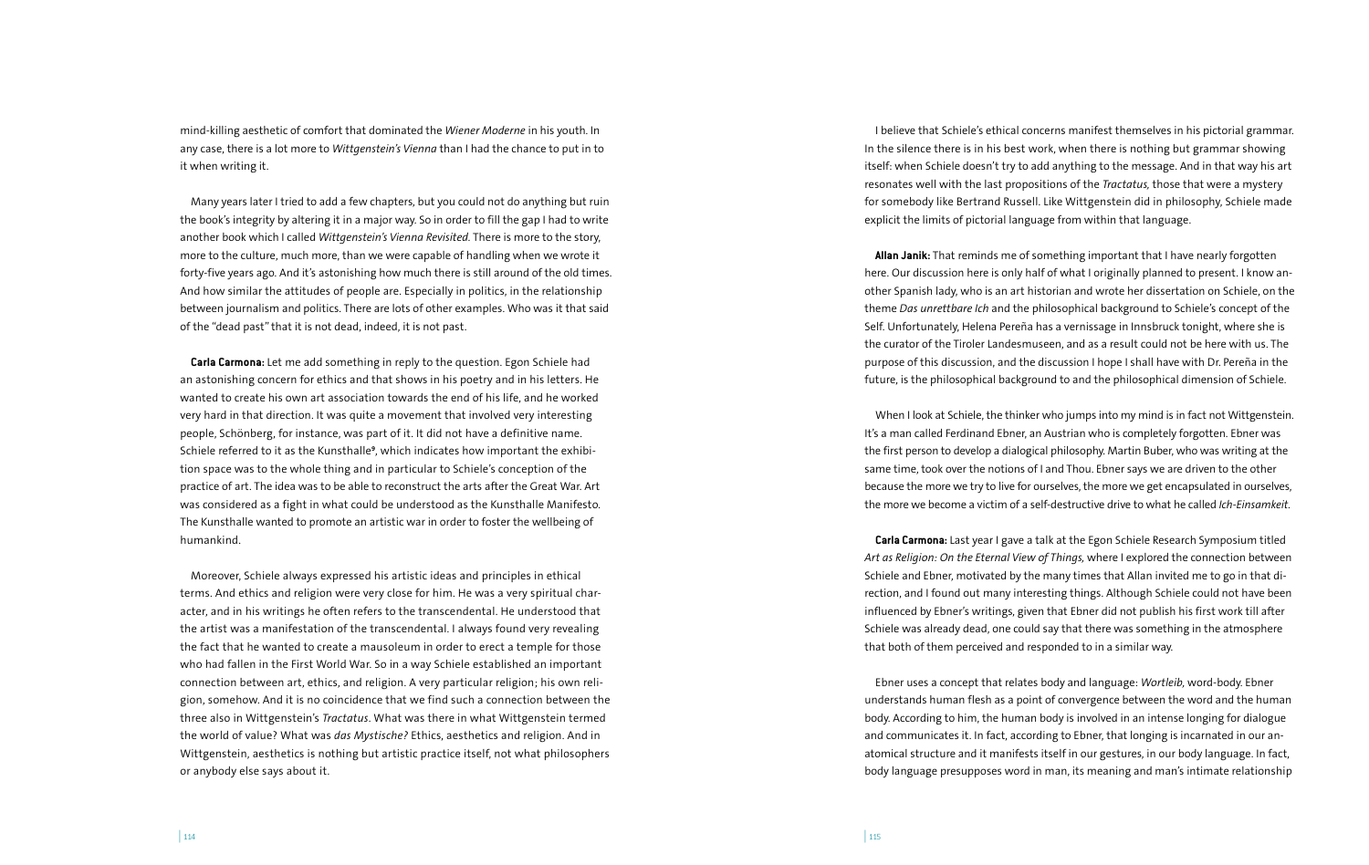mind-killing aesthetic of comfort that dominated the *Wiener Moderne* in his youth. In any case, there is a lot more to *Wittgenstein's Vienna* than I had the chance to put in to it when writing it.

Many years later I tried to add a few chapters, but you could not do anything but ruin the book's integrity by altering it in a major way. So in order to fill the gap I had to write another book which I called *Wittgenstein's Vienna Revisited*. There is more to the story, more to the culture, much more, than we were capable of handling when we wrote it forty-five years ago. And it's astonishing how much there is still around of the old times. And how similar the attitudes of people are. Especially in politics, in the relationship between journalism and politics. There are lots of other examples. Who was it that said of the "dead past" that it is not dead, indeed, it is not past.

**Carla Carmona:** Let me add something in reply to the question. Egon Schiele had an astonishing concern for ethics and that shows in his poetry and in his letters. He wanted to create his own art association towards the end of his life, and he worked very hard in that direction. It was quite a movement that involved very interesting people, Schönberg, for instance, was part of it. It did not have a definitive name. Schiele referred to it as the Kunsthalle[9], which indicates how important the exhibition space was to the whole thing and in particular to Schiele's conception of the practice of art. The idea was to be able to reconstruct the arts after the Great War. Art was considered as a fight in what could be understood as the Kunsthalle Manifesto. The Kunsthalle wanted to promote an artistic war in order to foster the wellbeing of humankind.

Moreover, Schiele always expressed his artistic ideas and principles in ethical terms. And ethics and religion were very close for him. He was a very spiritual character, and in his writings he often refers to the transcendental. He understood that the artist was a manifestation of the transcendental. I always found very revealing the fact that he wanted to create a mausoleum in order to erect a temple for those who had fallen in the First World War. So in a way Schiele established an important connection between art, ethics, and religion. A very particular religion; his own religion, somehow. And it is no coincidence that we find such a connection between the three also in Wittgenstein's *Tractatus*. What was there in what Wittgenstein termed the world of value? What was *das Mystische?* Ethics, aesthetics and religion. And in Wittgenstein, aesthetics is nothing but artistic practice itself, not what philosophers or anybody else says about it.

I believe that Schiele's ethical concerns manifest themselves in his pictorial grammar. In the silence there is in his best work, when there is nothing but grammar showing itself: when Schiele doesn't try to add anything to the message. And in that way his art resonates well with the last propositions of the *Tractatus*, those that were a mystery for somebody like Bertrand Russell. Like Wittgenstein did in philosophy, Schiele made explicit the limits of pictorial language from within that language.

**Allan Janik:** That reminds me of something important that I have nearly forgotten here. Our discussion here is only half of what I originally planned to present. I know another Spanish lady, who is an art historian and wrote her dissertation on Schiele, on the theme *Das unrettbare Ich* and the philosophical background to Schiele's concept of the Self. Unfortunately, Helena Pereña has a vernissage in Innsbruck tonight, where she is the curator of the Tiroler Landesmuseen, and as a result could not be here with us. The purpose of this discussion, and the discussion I hope I shall have with Dr. Pereña in the future, is the philosophical background to and the philosophical dimension of Schiele.

When I look at Schiele, the thinker who jumps into my mind is in fact not Wittgenstein. It's a man called Ferdinand Ebner, an Austrian who is completely forgotten. Ebner was the first person to develop a dialogical philosophy. Martin Buber, who was writing at the same time, took over the notions of I and Thou. Ebner says we are driven to the other because the more we try to live for ourselves, the more we get encapsulated in ourselves, the more we become a victim of a self-destructive drive to what he called *Ich-Einsamkeit*.

**Carla Carmona:** Last year I gave a talk at the Egon Schiele Research Symposium titled *Art as Religion: On the Eternal View of Things*, where I explored the connection between Schiele and Ebner, motivated by the many times that Allan invited me to go in that direction, and I found out many interesting things. Although Schiele could not have been influenced by Ebner's writings, given that Ebner did not publish his first work till after Schiele was already dead, one could say that there was something in the atmosphere that both of them perceived and responded to in a similar way.

Ebner uses a concept that relates body and language: *Wortleib*, word-body. Ebner understands human flesh as a point of convergence between the word and the human body. According to him, the human body is involved in an intense longing for dialogue and communicates it. In fact, according to Ebner, that longing is incarnated in our anatomical structure and it manifests itself in our gestures, in our body language. In fact, body language presupposes word in man, its meaning and man's intimate relationship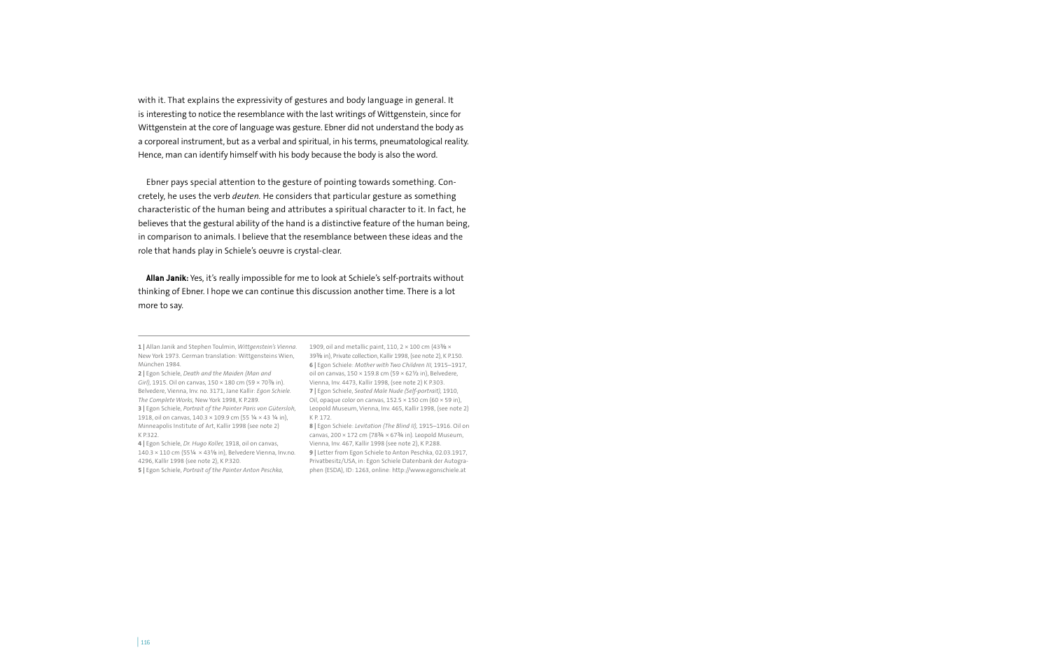with it. That explains the expressivity of gestures and body language in general. It is interesting to notice the resemblance with the last writings of Wittgenstein, since for Wittgenstein at the core of language was gesture. Ebner did not understand the body as a corporeal instrument, but as a verbal and spiritual, in his terms, pneumatological reality. Hence, man can identify himself with his body because the body is also the word.

Ebner pays special attention to the gesture of pointing towards something. Concretely, he uses the verb *deuten.* He considers that particular gesture as something characteristic of the human being and attributes a spiritual character to it. In fact, he believes that the gestural ability of the hand is a distinctive feature of the human being, in comparison to animals. I believe that the resemblance between these ideas and the role that hands play in Schiele's oeuvre is crystal-clear.

**Allan Janik:** Yes, it's really impossible for me to look at Schiele's self-portraits without thinking of Ebner. I hope we can continue this discussion another time. There is a lot more to say.

---

**1 |** Allan Janik and Stephen Toulmin, *Wittgenstein's Vienna*. New York 1973. German translation: Wittgensteins Wien, München 1984.

**2 |** Egon Schiele, *Death and the Maiden (Man and Girl)*, 1915. Oil on canvas, 150 × 180 cm (59 × 70⅞ in). Belvedere, Vienna, Inv. no. 3171, Jane Kallir: *Egon Schiele. The Complete Works*, New York 1998, K P.289.

**3 |** Egon Schiele, *Portrait of the Painter Paris von Gütersloh*, 1918, oil on canvas, 140.3 × 109.9 cm (55 ¼ × 43 ¼ in), Minneapolis Institute of Art, Kallir 1998 (see note 2) K P.322.

**4 |** Egon Schiele, *Dr. Hugo Koller*, 1918, oil on canvas, 140.3 × 110 cm (55¼ × 43⅛ in), Belvedere Vienna, Inv.no. 4296, Kallir 1998 (see note 2), K P.320.

**5 |** Egon Schiele, *Portrait of the Painter Anton Peschka*, 1909, oil and metallic paint, 110, 2 × 100 cm (43⅜ × 39⅜ in), Private collection, Kallir 1998, (see note 2), K P.150.

**6 |** Egon Schiele: *Mother with Two Children III*, 1915–1917, oil on canvas, 150 × 159.8 cm (59 × 62⅓ in), Belvedere, Vienna, Inv. 4473, Kallir 1998, (see note 2) K P.303.

**7 |** Egon Schiele, *Seated Male Nude (Self-portrait)*, 1910, Oil, opaque color on canvas, 152.5 × 150 cm (60 × 59 in), Leopold Museum, Vienna, Inv. 465, Kallir 1998, (see note 2) K P. 172.

**8 |** Egon Schiele: *Levitation (The Blind II)*, 1915–1916. Oil on canvas, 200 × 172 cm (78¾ × 67¾ in). Leopold Museum, Vienna, Inv. 467, Kallir 1998 (see note 2), K P.288.

**9 |** Letter from Egon Schiele to Anton Peschka, 02.03.1917, Privatbesitz/USA, in: Egon Schiele Datenbank der Autographen (ESDA), ID: 1263, online: http://www.egonschiele.at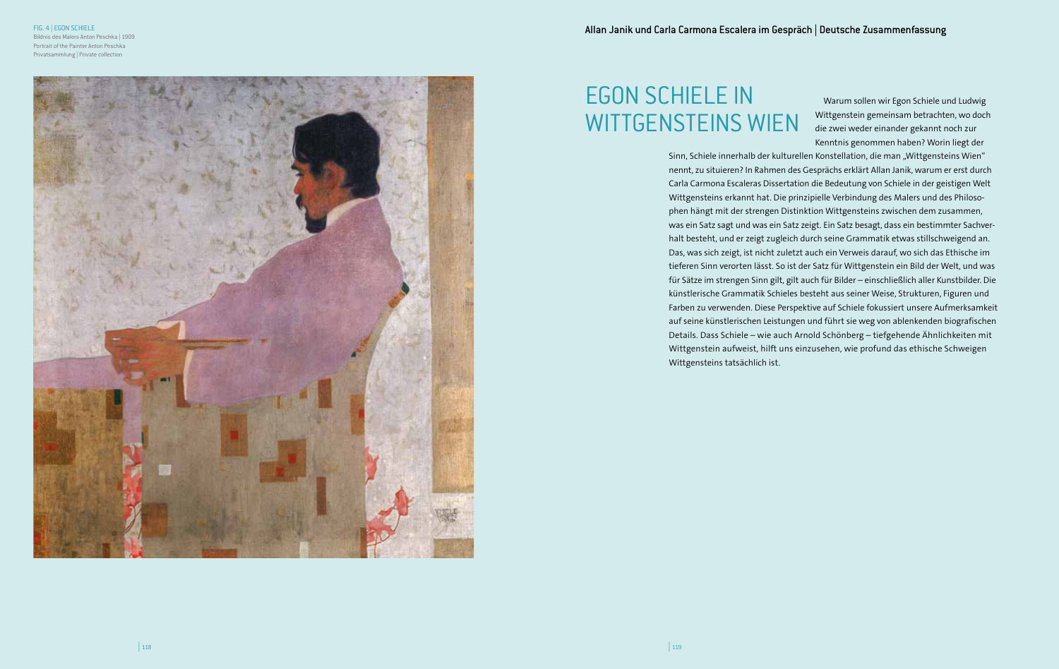FIG. 4 | EGON SCHIELE
Bildnis des Malers Anton Peschka | 1909
Portrait of the Painter Anton Peschka
Privatsammlung | Private collection

Allan Janik und Carla Carmona Escalera im Gespräch | Deutsche Zusammenfassung

# EGON SCHIELE IN WITTGENSTEINS WIEN

Warum sollen wir Egon Schiele und Ludwig Wittgenstein gemeinsam betrachten, wo doch die zwei weder einander gekannt noch zur Kenntnis genommen haben? Worin liegt der Sinn, Schiele innerhalb der kulturellen Konstellation, die man „Wittgensteins Wien" nennt, zu situieren? In Rahmen des Gesprächs erklärt Allan Janik, warum er erst durch Carla Carmona Escaleras Dissertation die Bedeutung von Schiele in der geistigen Welt Wittgensteins erkannt hat. Die prinzipielle Verbindung des Malers und des Philosophen hängt mit der strengen Distinktion Wittgensteins zwischen dem zusammen, was ein Satz sagt und was ein Satz zeigt. Ein Satz besagt, dass ein bestimmter Sachverhalt besteht, und er zeigt zugleich durch seine Grammatik etwas stillschweigend an. Das, was sich zeigt, ist nicht zuletzt auch ein Verweis darauf, wo sich das Ethische im tieferen Sinn verorten lässt. So ist der Satz für Wittgenstein ein Bild der Welt, und was für Sätze im strengen Sinn gilt, gilt auch für Bilder – einschließlich aller Kunstbilder. Die künstlerische Grammatik Schieles besteht aus seiner Weise, Strukturen, Figuren und Farben zu verwenden. Diese Perspektive auf Schiele fokussiert unsere Aufmerksamkeit auf seine künstlerischen Leistungen und führt sie weg von ablenkenden biografischen Details. Dass Schiele – wie auch Arnold Schönberg – tiefgehende Ähnlichkeiten mit Wittgenstein aufweist, hilft uns einzusehen, wie profund das ethische Schweigen Wittgensteins tatsächlich ist.